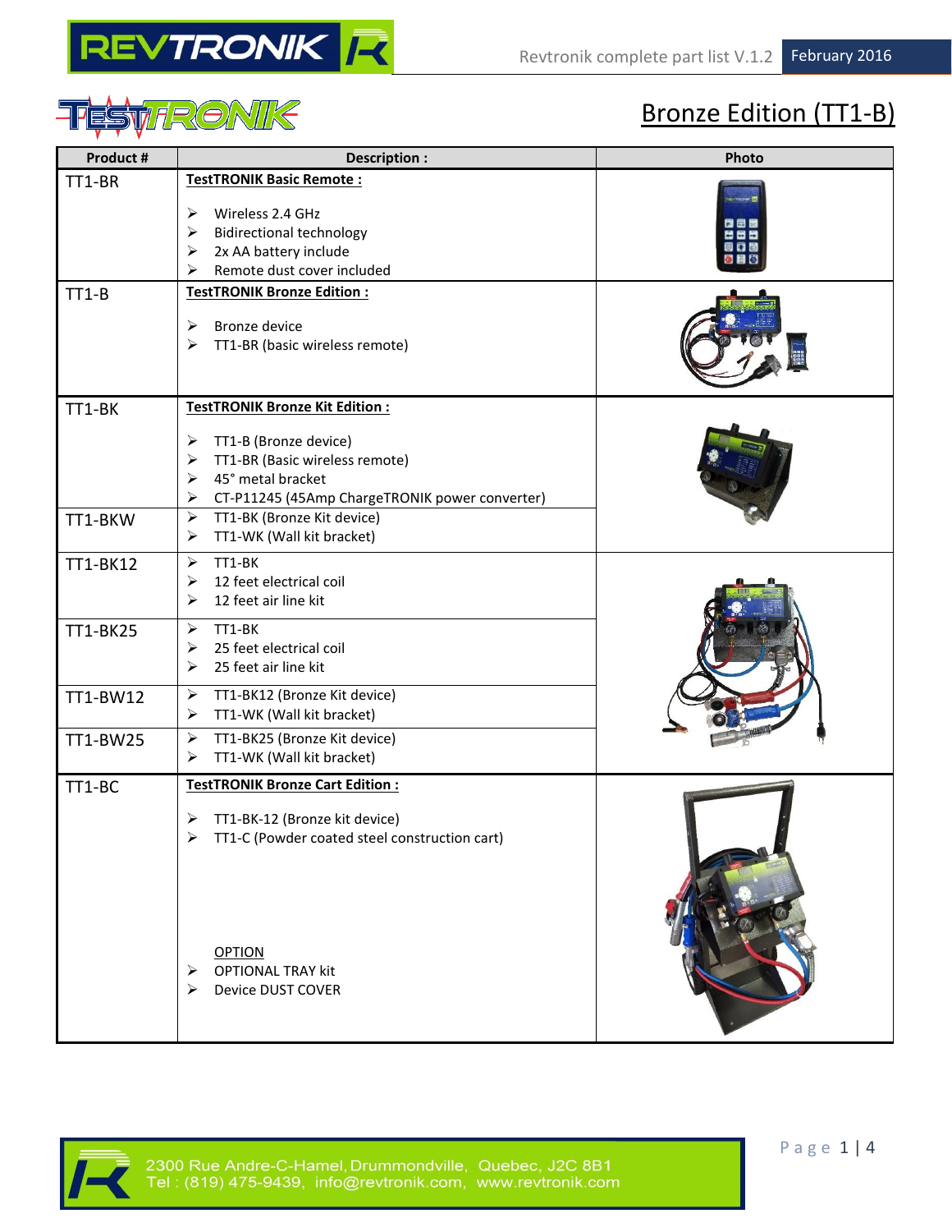# Bronze Edition (TT1-B)

| Product # | Description : | Photo |
|---|---|---|
| TT1-BR | **TestTRONIK Basic Remote :**<br>➢ Wireless 2.4 GHz<br>➢ Bidirectional technology<br>➢ 2x AA battery include<br>➢ Remote dust cover included | |
| TT1-B | **TestTRONIK Bronze Edition :**<br>➢ Bronze device<br>➢ TT1-BR (basic wireless remote) | |
| TT1-BK | **TestTRONIK Bronze Kit Edition :**<br>➢ TT1-B (Bronze device)<br>➢ TT1-BR (Basic wireless remote)<br>➢ 45° metal bracket<br>➢ CT-P11245 (45Amp ChargeTRONIK power converter) | |
| TT1-BKW | ➢ TT1-BK (Bronze Kit device)<br>➢ TT1-WK (Wall kit bracket) | |
| TT1-BK12 | ➢ TT1-BK<br>➢ 12 feet electrical coil<br>➢ 12 feet air line kit | |
| TT1-BK25 | ➢ TT1-BK<br>➢ 25 feet electrical coil<br>➢ 25 feet air line kit | |
| TT1-BW12 | ➢ TT1-BK12 (Bronze Kit device)<br>➢ TT1-WK (Wall kit bracket) | |
| TT1-BW25 | ➢ TT1-BK25 (Bronze Kit device)<br>➢ TT1-WK (Wall kit bracket) | |
| TT1-BC | **TestTRONIK Bronze Cart Edition :**<br>➢ TT1-BK-12 (Bronze kit device)<br>➢ TT1-C (Powder coated steel construction cart)<br><br>OPTION<br>➢ OPTIONAL TRAY kit<br>➢ Device DUST COVER | |

2300 Rue Andre-C-Hamel, Drummondville, Quebec, J2C 8B1
Tel : (819) 475-9439, info@revtronik.com, www.revtronik.com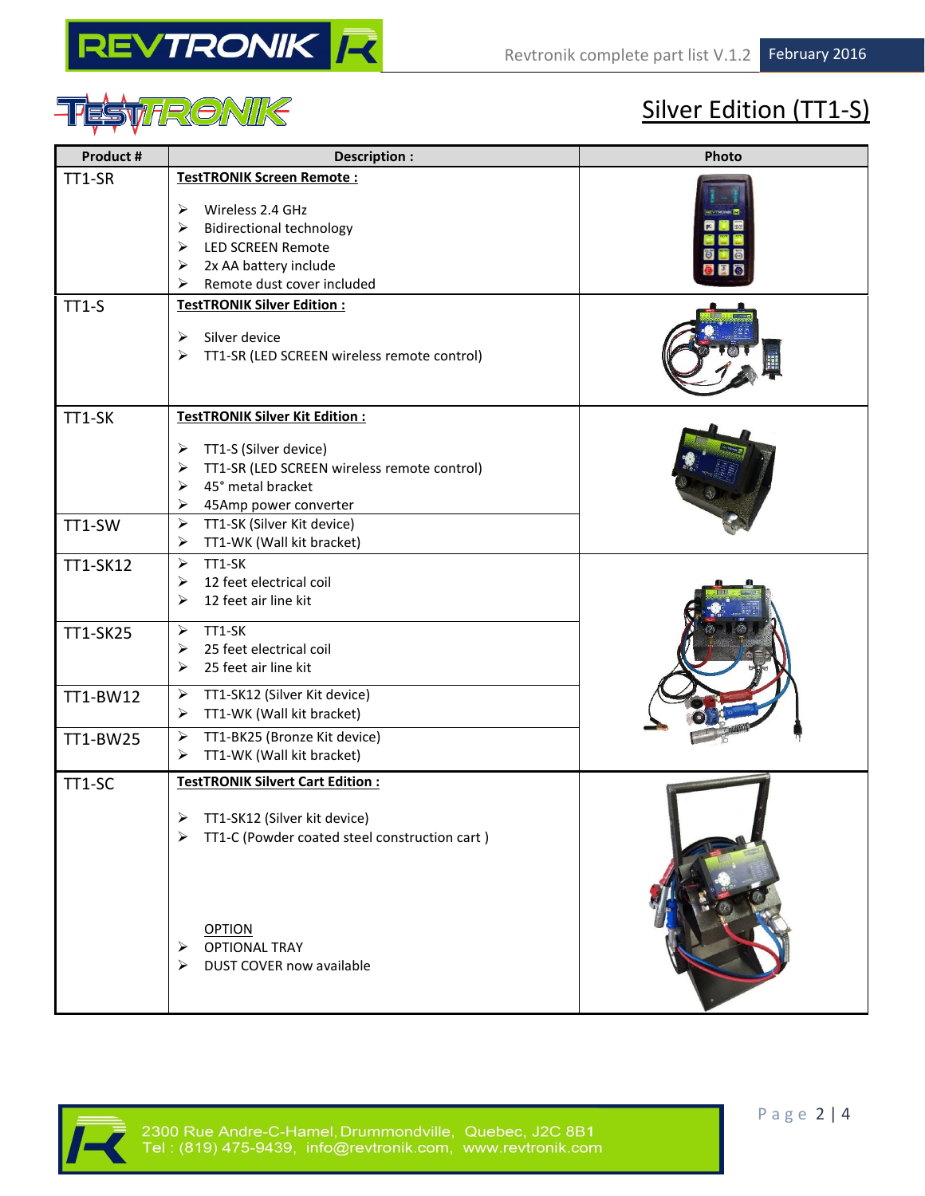# Silver Edition (TT1-S)

| Product # | Description : | Photo |
|---|---|---|
| TT1-SR | **TestTRONIK Screen Remote :**<br>➢ Wireless 2.4 GHz<br>➢ Bidirectional technology<br>➢ LED SCREEN Remote<br>➢ 2x AA battery include<br>➢ Remote dust cover included | |
| TT1-S | **TestTRONIK Silver Edition :**<br>➢ Silver device<br>➢ TT1-SR (LED SCREEN wireless remote control) | |
| TT1-SK | **TestTRONIK Silver Kit Edition :**<br>➢ TT1-S (Silver device)<br>➢ TT1-SR (LED SCREEN wireless remote control)<br>➢ 45° metal bracket<br>➢ 45Amp power converter | |
| TT1-SW | ➢ TT1-SK (Silver Kit device)<br>➢ TT1-WK (Wall kit bracket) | |
| TT1-SK12 | ➢ TT1-SK<br>➢ 12 feet electrical coil<br>➢ 12 feet air line kit | |
| TT1-SK25 | ➢ TT1-SK<br>➢ 25 feet electrical coil<br>➢ 25 feet air line kit | |
| TT1-BW12 | ➢ TT1-SK12 (Silver Kit device)<br>➢ TT1-WK (Wall kit bracket) | |
| TT1-BW25 | ➢ TT1-BK25 (Bronze Kit device)<br>➢ TT1-WK (Wall kit bracket) | |
| TT1-SC | **TestTRONIK Silvert Cart Edition :**<br>➢ TT1-SK12 (Silver kit device)<br>➢ TT1-C (Powder coated steel construction cart )<br><br>OPTION<br>➢ OPTIONAL TRAY<br>➢ DUST COVER now available | |

2300 Rue Andre-C-Hamel, Drummondville, Quebec, J2C 8B1
Tel : (819) 475-9439, info@revtronik.com, www.revtronik.com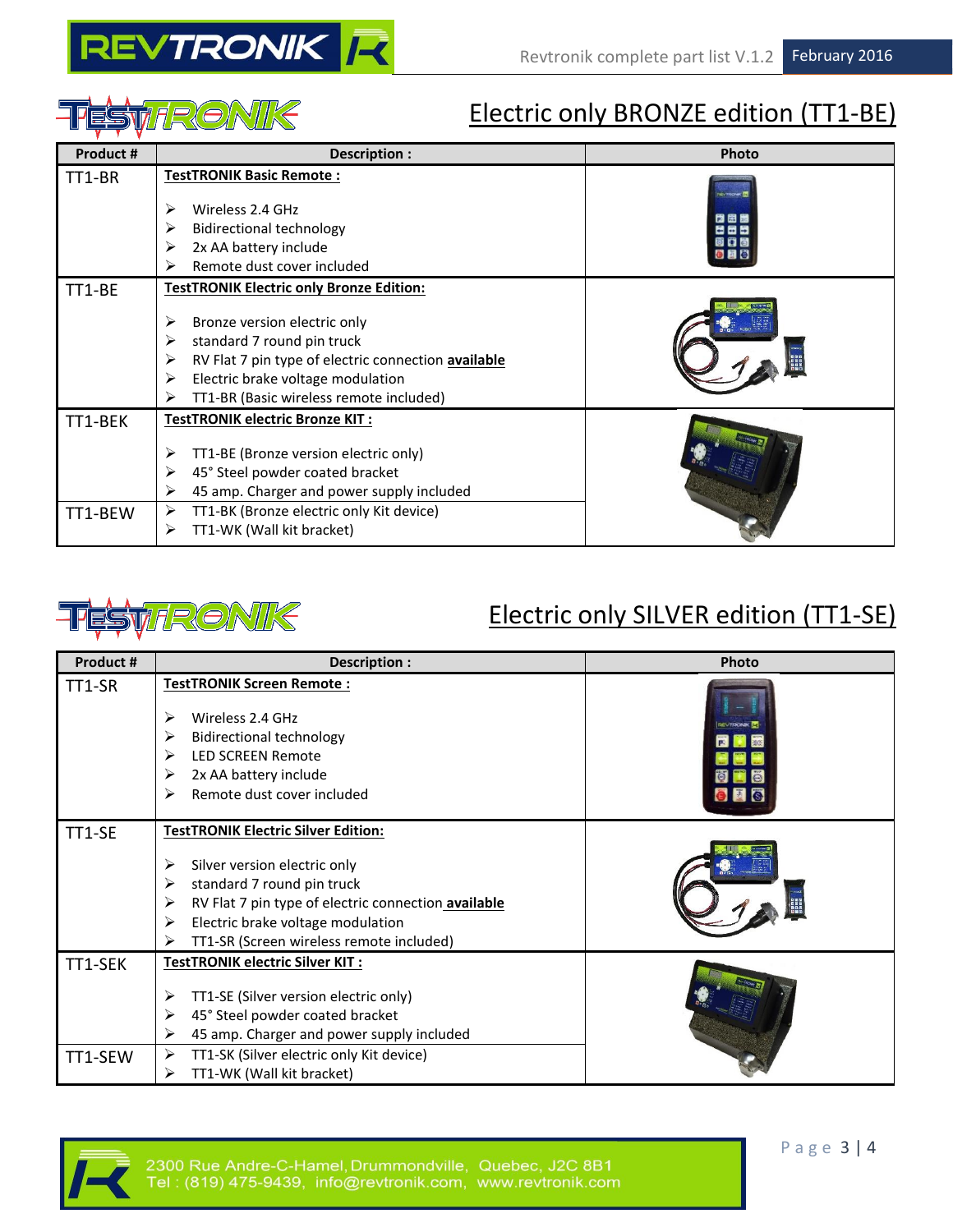## Electric only BRONZE edition (TT1-BE)

| Product # | Description : | Photo |
|---|---|---|
| TT1-BR | **TestTRONIK Basic Remote :**<br><br>➢ Wireless 2.4 GHz<br>➢ Bidirectional technology<br>➢ 2x AA battery include<br>➢ Remote dust cover included | |
| TT1-BE | **TestTRONIK Electric only Bronze Edition:**<br><br>➢ Bronze version electric only<br>➢ standard 7 round pin truck<br>➢ RV Flat 7 pin type of electric connection **available**<br>➢ Electric brake voltage modulation<br>➢ TT1-BR (Basic wireless remote included) | |
| TT1-BEK | **TestTRONIK electric Bronze KIT :**<br><br>➢ TT1-BE (Bronze version electric only)<br>➢ 45° Steel powder coated bracket<br>➢ 45 amp. Charger and power supply included | |
| TT1-BEW | ➢ TT1-BK (Bronze electric only Kit device)<br>➢ TT1-WK (Wall kit bracket) | |

## Electric only SILVER edition (TT1-SE)

| Product # | Description : | Photo |
|---|---|---|
| TT1-SR | **TestTRONIK Screen Remote :**<br><br>➢ Wireless 2.4 GHz<br>➢ Bidirectional technology<br>➢ LED SCREEN Remote<br>➢ 2x AA battery include<br>➢ Remote dust cover included | |
| TT1-SE | **TestTRONIK Electric Silver Edition:**<br><br>➢ Silver version electric only<br>➢ standard 7 round pin truck<br>➢ RV Flat 7 pin type of electric connection **available**<br>➢ Electric brake voltage modulation<br>➢ TT1-SR (Screen wireless remote included) | |
| TT1-SEK | **TestTRONIK electric Silver KIT :**<br><br>➢ TT1-SE (Silver version electric only)<br>➢ 45° Steel powder coated bracket<br>➢ 45 amp. Charger and power supply included | |
| TT1-SEW | ➢ TT1-SK (Silver electric only Kit device)<br>➢ TT1-WK (Wall kit bracket) | |

2300 Rue Andre-C-Hamel, Drummondville, Quebec, J2C 8B1
Tel : (819) 475-9439, info@revtronik.com, www.revtronik.com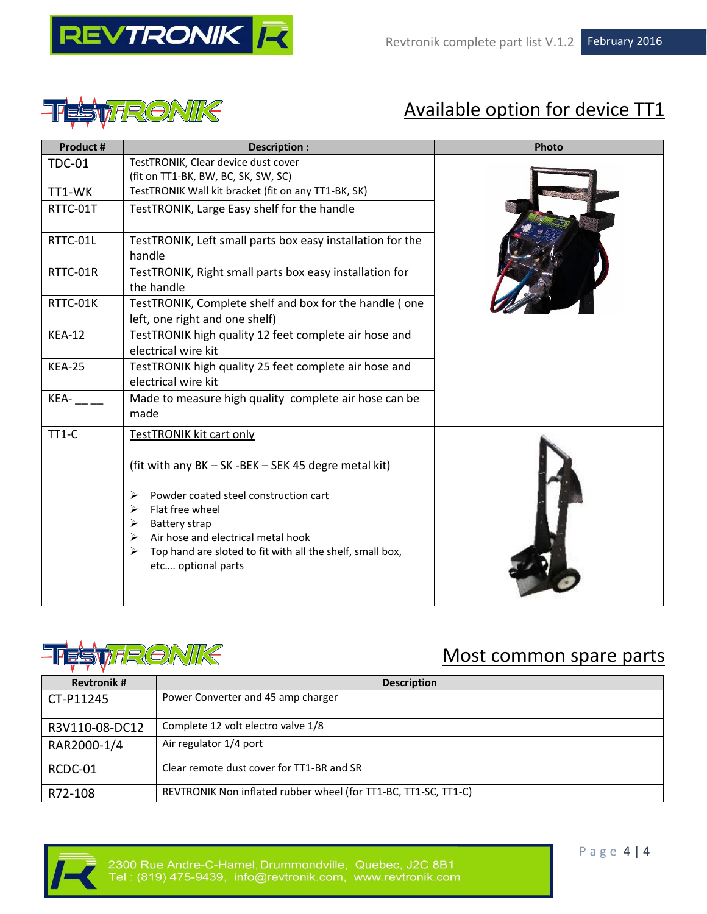## Available option for device TT1

| Product # | Description : | Photo |
|---|---|---|
| TDC-01 | TestTRONIK, Clear device dust cover (fit on TT1-BK, BW, BC, SK, SW, SC) | |
| TT1-WK | TestTRONIK Wall kit bracket (fit on any TT1-BK, SK) | |
| RTTC-01T | TestTRONIK, Large Easy shelf for the handle | |
| RTTC-01L | TestTRONIK, Left small parts box easy installation for the handle | |
| RTTC-01R | TestTRONIK, Right small parts box easy installation for the handle | |
| RTTC-01K | TestTRONIK, Complete shelf and box for the handle ( one left, one right and one shelf) | |
| KEA-12 | TestTRONIK high quality 12 feet complete air hose and electrical wire kit | |
| KEA-25 | TestTRONIK high quality 25 feet complete air hose and electrical wire kit | |
| KEA- __ __ | Made to measure high quality complete air hose can be made | |
| TT1-C | <u>TestTRONIK kit cart only</u><br><br>(fit with any BK – SK -BEK – SEK 45 degre metal kit)<br><br>➢ Powder coated steel construction cart<br>➢ Flat free wheel<br>➢ Battery strap<br>➢ Air hose and electrical metal hook<br>➢ Top hand are sloted to fit with all the shelf, small box, etc…. optional parts | |

## Most common spare parts

| Revtronik # | Description |
|---|---|
| CT-P11245 | Power Converter and 45 amp charger |
| R3V110-08-DC12 | Complete 12 volt electro valve 1/8 |
| RAR2000-1/4 | Air regulator 1/4 port |
| RCDC-01 | Clear remote dust cover for TT1-BR and SR |
| R72-108 | REVTRONIK Non inflated rubber wheel (for TT1-BC, TT1-SC, TT1-C) |

2300 Rue Andre-C-Hamel, Drummondville, Quebec, J2C 8B1
Tel : (819) 475-9439, info@revtronik.com, www.revtronik.com